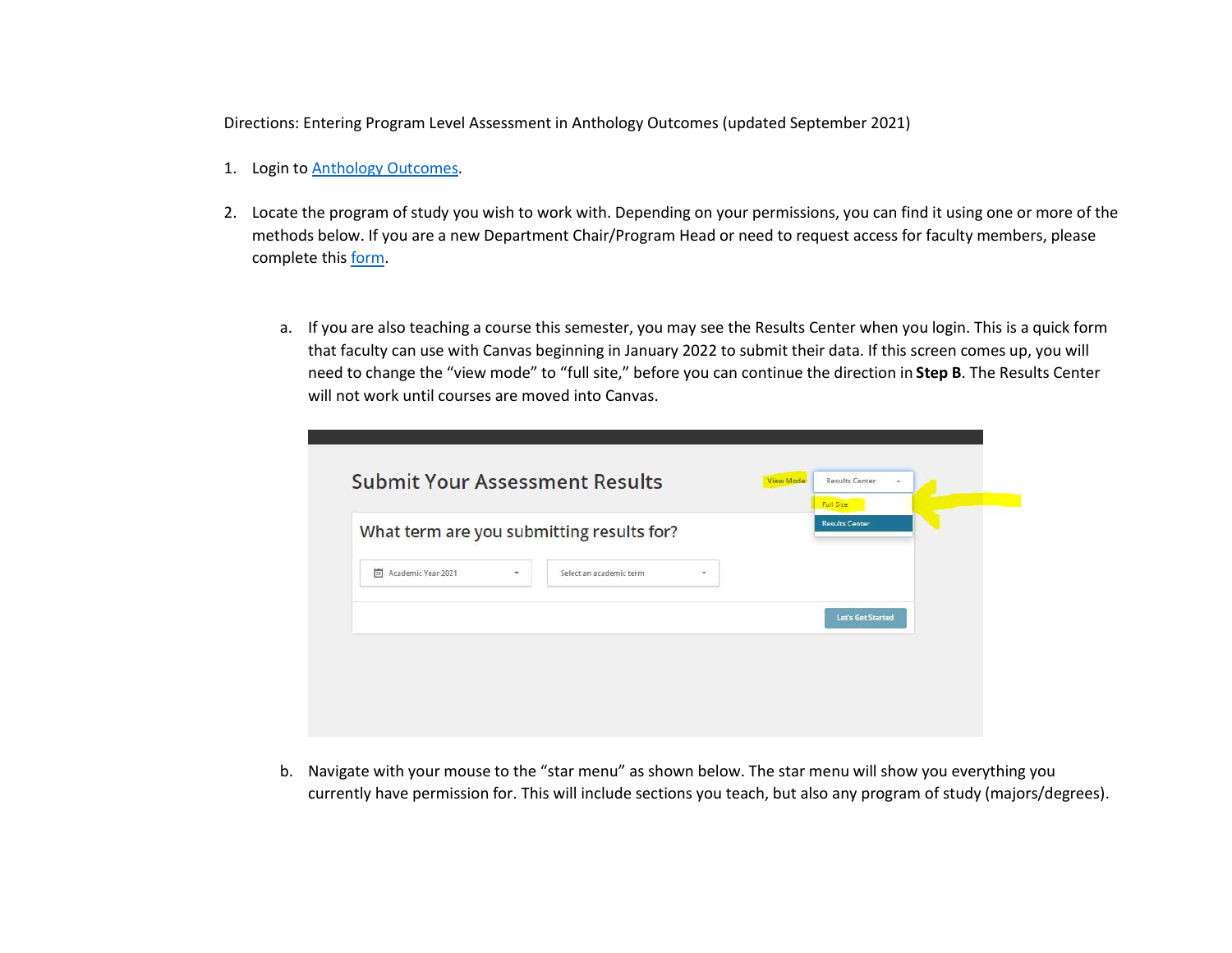Directions: Entering Program Level Assessment in Anthology Outcomes (updated September 2021)

1. Login to Anthology Outcomes.

2. Locate the program of study you wish to work with. Depending on your permissions, you can find it using one or more of the methods below. If you are a new Department Chair/Program Head or need to request access for faculty members, please complete this form.

   a. If you are also teaching a course this semester, you may see the Results Center when you login. This is a quick form that faculty can use with Canvas beginning in January 2022 to submit their data. If this screen comes up, you will need to change the "view mode" to "full site," before you can continue the direction in **Step B**. The Results Center will not work until courses are moved into Canvas.

   b. Navigate with your mouse to the "star menu" as shown below. The star menu will show you everything you currently have permission for. This will include sections you teach, but also any program of study (majors/degrees).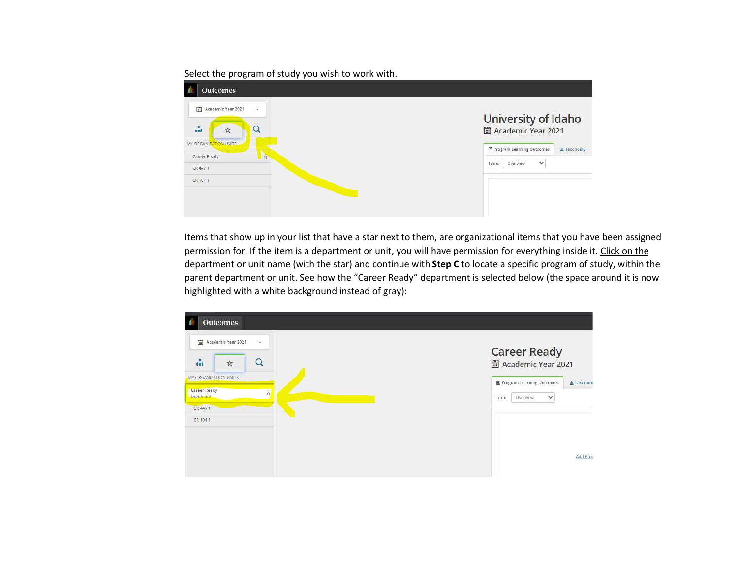Select the program of study you wish to work with.

Items that show up in your list that have a star next to them, are organizational items that you have been assigned permission for. If the item is a department or unit, you will have permission for everything inside it. Click on the department or unit name (with the star) and continue with **Step C** to locate a specific program of study, within the parent department or unit. See how the "Career Ready" department is selected below (the space around it is now highlighted with a white background instead of gray):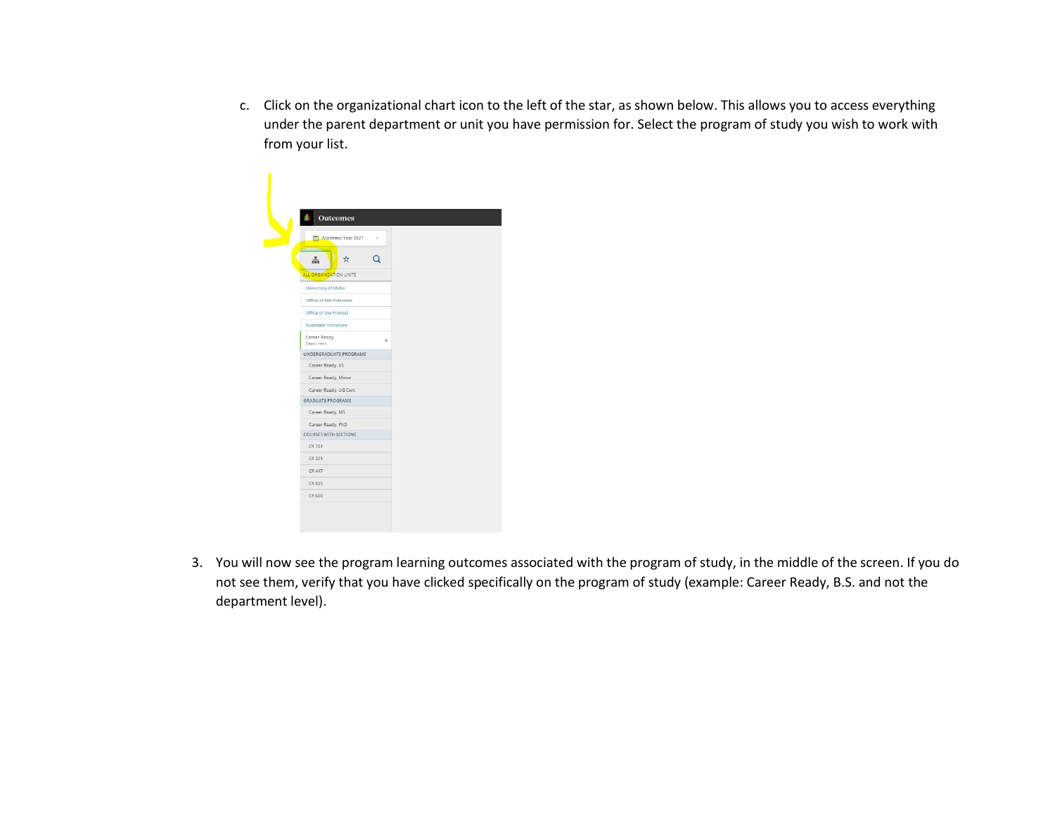c. Click on the organizational chart icon to the left of the star, as shown below. This allows you to access everything under the parent department or unit you have permission for. Select the program of study you wish to work with from your list.

3. You will now see the program learning outcomes associated with the program of study, in the middle of the screen. If you do not see them, verify that you have clicked specifically on the program of study (example: Career Ready, B.S. and not the department level).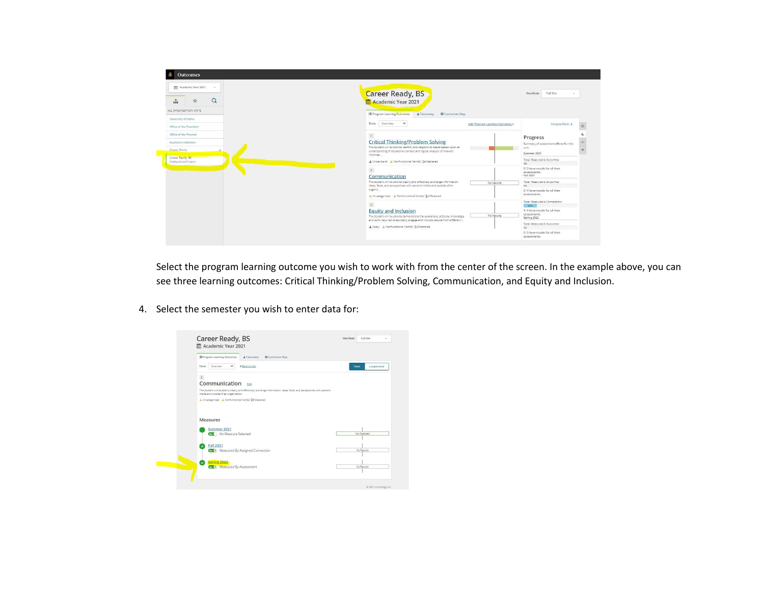Select the program learning outcome you wish to work with from the center of the screen. In the example above, you can see three learning outcomes: Critical Thinking/Problem Solving, Communication, and Equity and Inclusion.

4. Select the semester you wish to enter data for: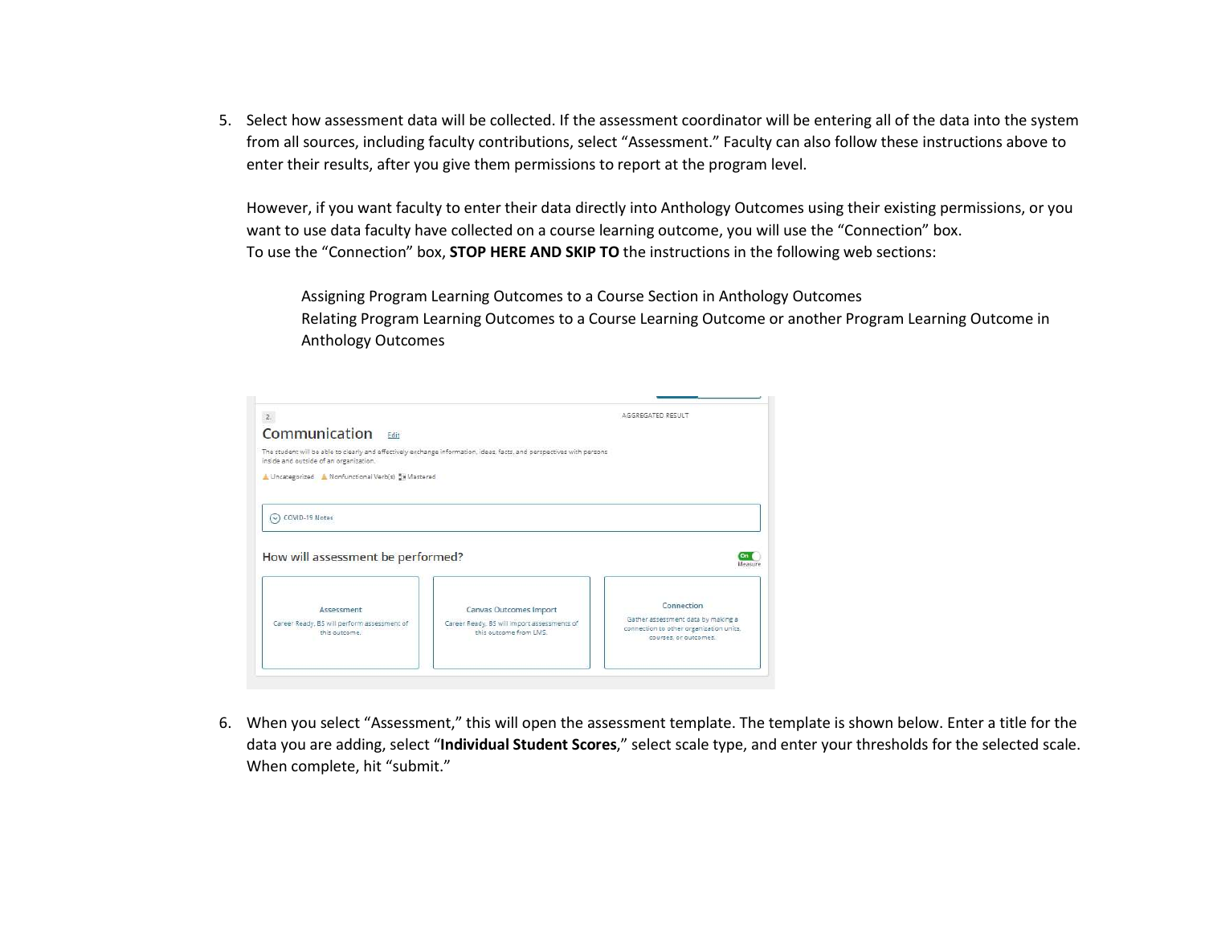5. Select how assessment data will be collected. If the assessment coordinator will be entering all of the data into the system from all sources, including faculty contributions, select "Assessment." Faculty can also follow these instructions above to enter their results, after you give them permissions to report at the program level.

   However, if you want faculty to enter their data directly into Anthology Outcomes using their existing permissions, or you want to use data faculty have collected on a course learning outcome, you will use the "Connection" box. To use the "Connection" box, **STOP HERE AND SKIP TO** the instructions in the following web sections:

   > Assigning Program Learning Outcomes to a Course Section in Anthology Outcomes
   > Relating Program Learning Outcomes to a Course Learning Outcome or another Program Learning Outcome in Anthology Outcomes

6. When you select "Assessment," this will open the assessment template. The template is shown below. Enter a title for the data you are adding, select "**Individual Student Scores**," select scale type, and enter your thresholds for the selected scale. When complete, hit "submit."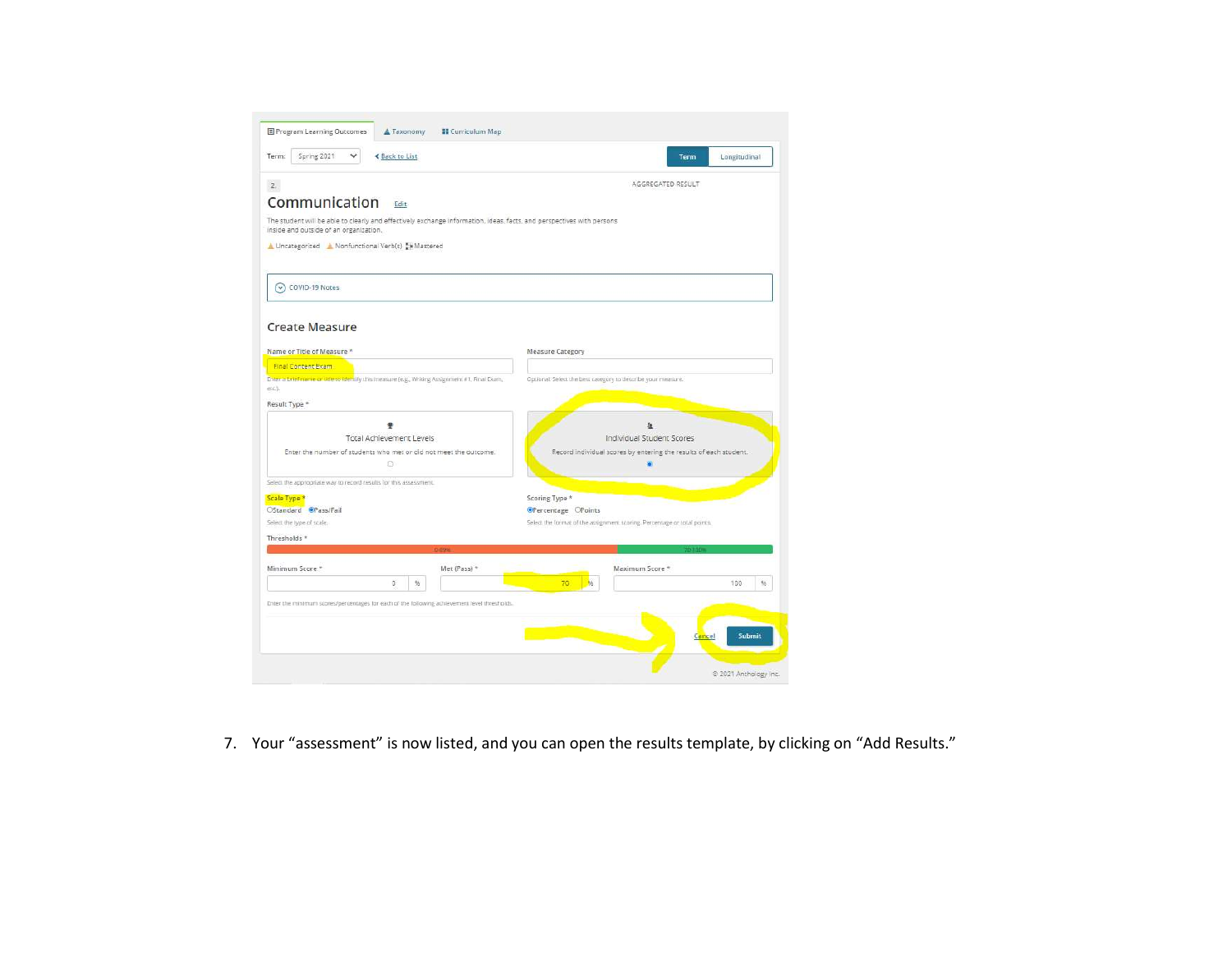7. Your "assessment" is now listed, and you can open the results template, by clicking on "Add Results."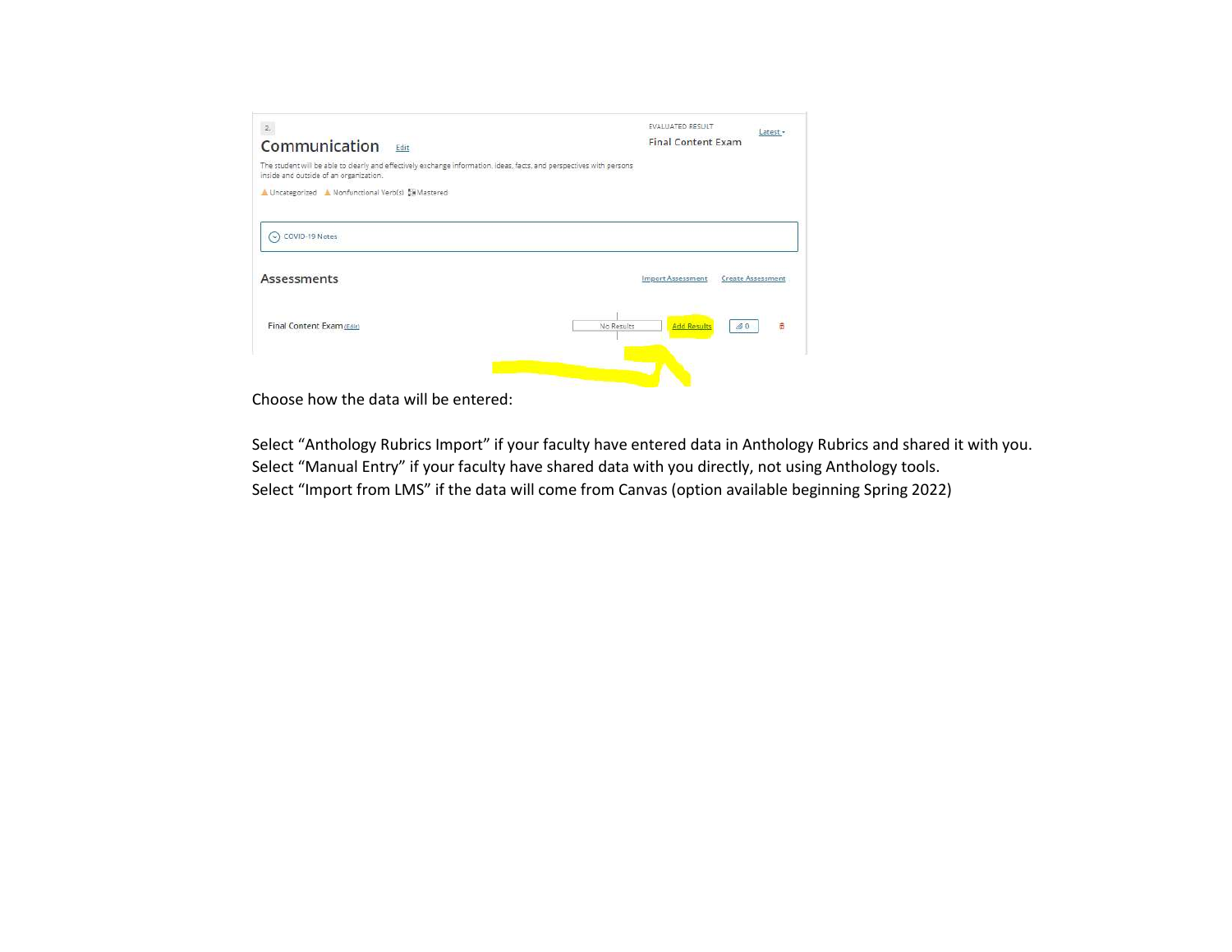Choose how the data will be entered:

Select "Anthology Rubrics Import" if your faculty have entered data in Anthology Rubrics and shared it with you.
Select "Manual Entry" if your faculty have shared data with you directly, not using Anthology tools.
Select "Import from LMS" if the data will come from Canvas (option available beginning Spring 2022)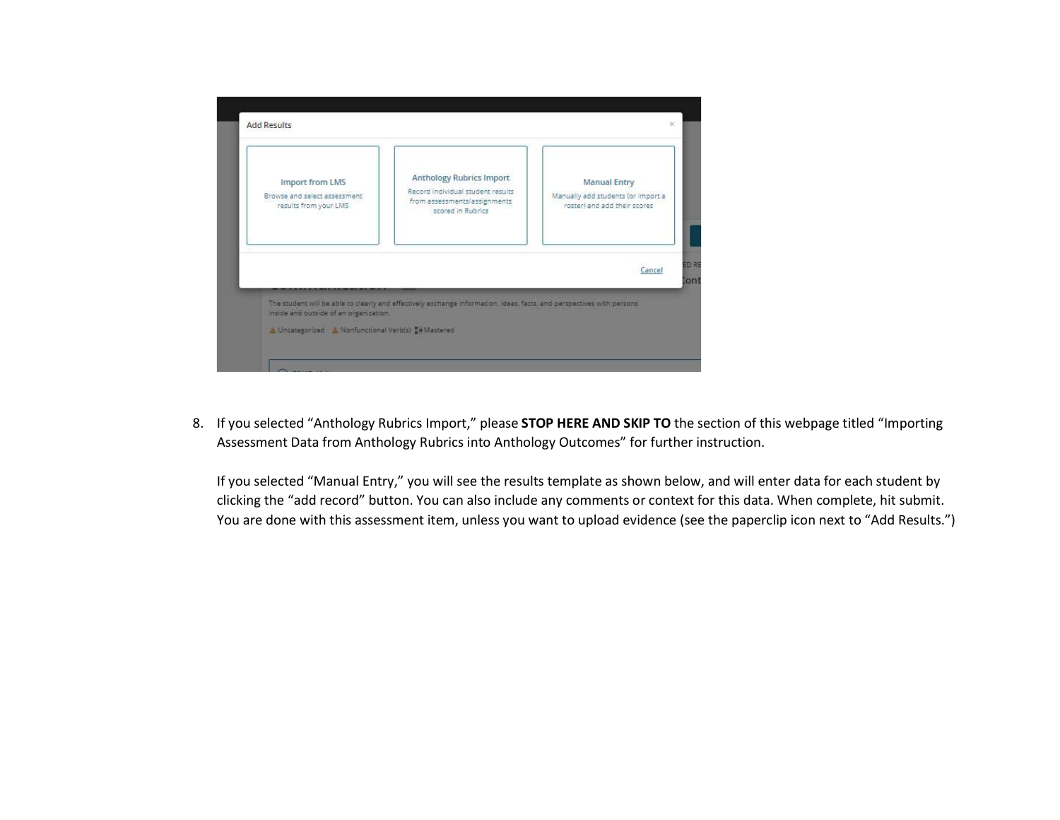8. If you selected "Anthology Rubrics Import," please **STOP HERE AND SKIP TO** the section of this webpage titled "Importing Assessment Data from Anthology Rubrics into Anthology Outcomes" for further instruction.

   If you selected "Manual Entry," you will see the results template as shown below, and will enter data for each student by clicking the "add record" button. You can also include any comments or context for this data. When complete, hit submit. You are done with this assessment item, unless you want to upload evidence (see the paperclip icon next to "Add Results.")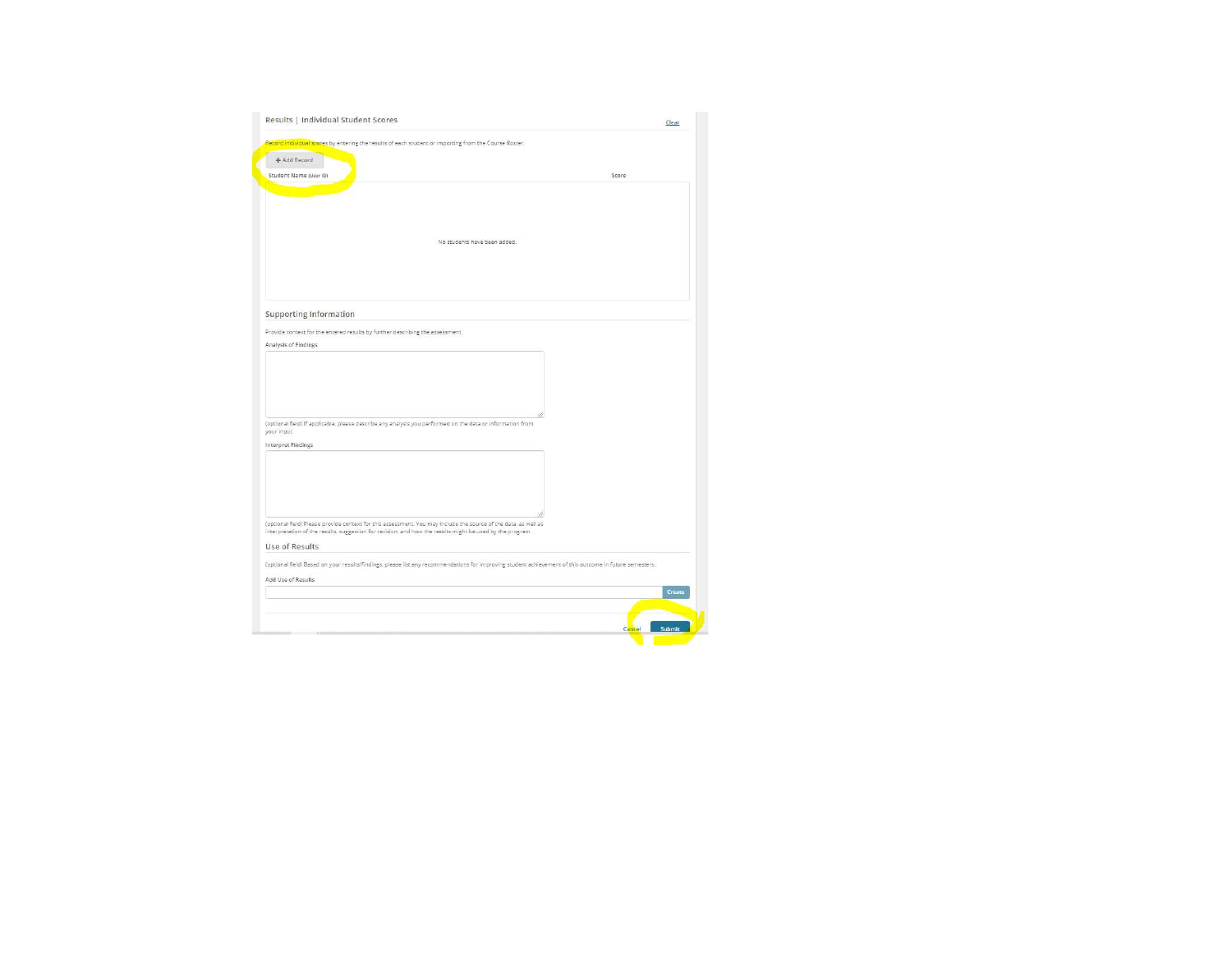## Results | Individual Student Scores

Clear

Record individual scores by entering the results of each student or importing from the Course Roster.

+ Add Record

| Student Name (User ID) | Score |
|---|---|
| No students have been added. | |

## Supporting Information

Provide context for the entered results by further describing the assessment.

**Analysis of Findings**

(optional field) If applicable, please describe any analysis you performed on the data or information from your input.

**Interpret Findings**

(optional field) Please provide context for this assessment. You may include the source of the data, as well as interpretation of the results, suggestion for revision, and how the results might be used by the program.

## Use of Results

(optional field) Based on your results/findings, please list any recommendations for improving student achievement of this outcome in future semesters.

**Add Use of Results**

Create

Cancel Submit